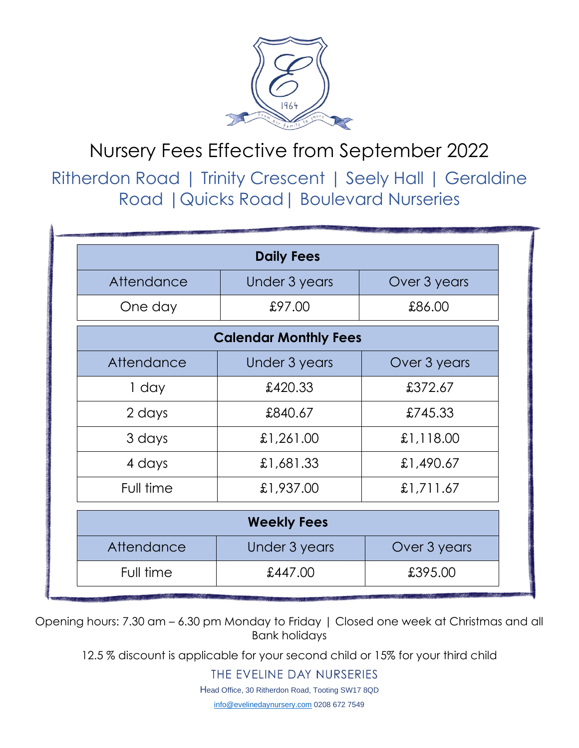# Nursery Fees Effective from September 2022

## Ritherdon Road | Trinity Crescent | Seely Hall | Geraldine Road | Quicks Road | Boulevard Nurseries

| **Daily Fees** | | |
|---|---|---|
| Attendance | Under 3 years | Over 3 years |
| One day | £97.00 | £86.00 |

| **Calendar Monthly Fees** | | |
|---|---|---|
| Attendance | Under 3 years | Over 3 years |
| 1 day | £420.33 | £372.67 |
| 2 days | £840.67 | £745.33 |
| 3 days | £1,261.00 | £1,118.00 |
| 4 days | £1,681.33 | £1,490.67 |
| Full time | £1,937.00 | £1,711.67 |

| **Weekly Fees** | | |
|---|---|---|
| Attendance | Under 3 years | Over 3 years |
| Full time | £447.00 | £395.00 |

Opening hours: 7.30 am – 6.30 pm Monday to Friday | Closed one week at Christmas and all Bank holidays

12.5 % discount is applicable for your second child or 15% for your third child

THE EVELINE DAY NURSERIES

Head Office, 30 Ritherdon Road, Tooting SW17 8QD

info@evelinedaynursery.com 0208 672 7549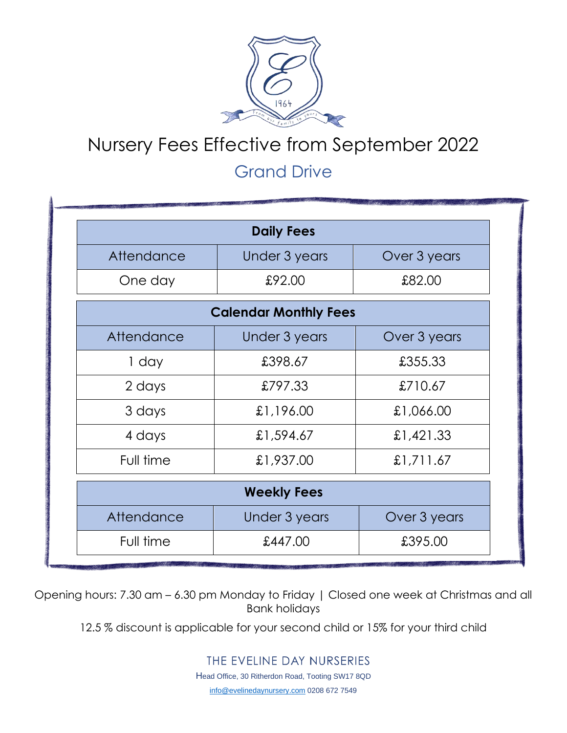# Nursery Fees Effective from September 2022

## Grand Drive

| Daily Fees | | |
|---|---|---|
| Attendance | Under 3 years | Over 3 years |
| One day | £92.00 | £82.00 |

| Calendar Monthly Fees | | |
|---|---|---|
| Attendance | Under 3 years | Over 3 years |
| 1 day | £398.67 | £355.33 |
| 2 days | £797.33 | £710.67 |
| 3 days | £1,196.00 | £1,066.00 |
| 4 days | £1,594.67 | £1,421.33 |
| Full time | £1,937.00 | £1,711.67 |

| Weekly Fees | | |
|---|---|---|
| Attendance | Under 3 years | Over 3 years |
| Full time | £447.00 | £395.00 |

Opening hours: 7.30 am – 6.30 pm Monday to Friday | Closed one week at Christmas and all Bank holidays

12.5 % discount is applicable for your second child or 15% for your third child

THE EVELINE DAY NURSERIES

Head Office, 30 Ritherdon Road, Tooting SW17 8QD

info@evelinedaynursery.com 0208 672 7549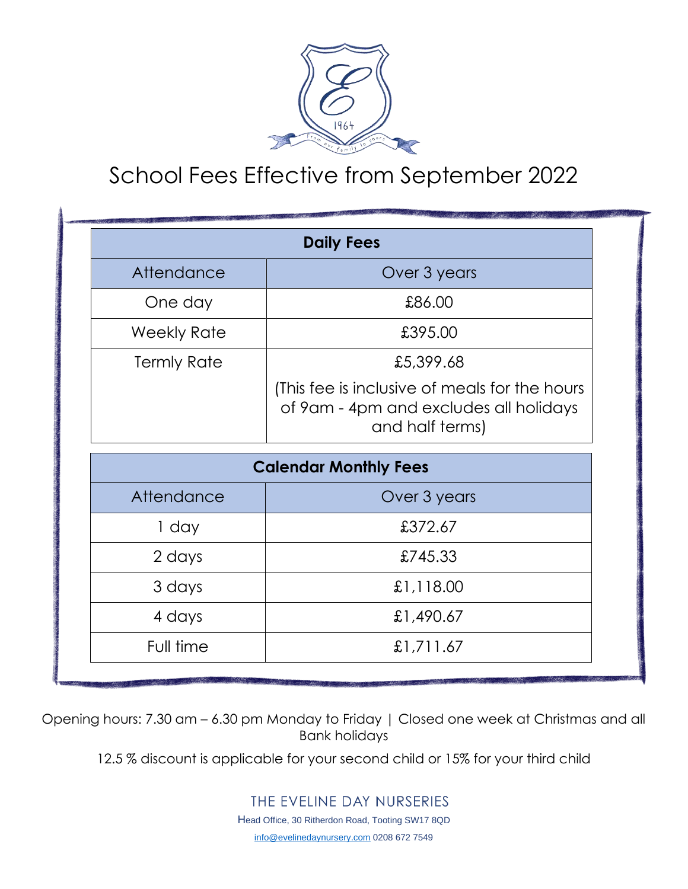# School Fees Effective from September 2022

| Daily Fees | |
|---|---|
| Attendance | Over 3 years |
| One day | £86.00 |
| Weekly Rate | £395.00 |
| Termly Rate | £5,399.68<br>(This fee is inclusive of meals for the hours of 9am - 4pm and excludes all holidays and half terms) |

| Calendar Monthly Fees | |
|---|---|
| Attendance | Over 3 years |
| 1 day | £372.67 |
| 2 days | £745.33 |
| 3 days | £1,118.00 |
| 4 days | £1,490.67 |
| Full time | £1,711.67 |

Opening hours: 7.30 am – 6.30 pm Monday to Friday | Closed one week at Christmas and all Bank holidays

12.5 % discount is applicable for your second child or 15% for your third child

THE EVELINE DAY NURSERIES

Head Office, 30 Ritherdon Road, Tooting SW17 8QD

info@evelinedaynursery.com 0208 672 7549